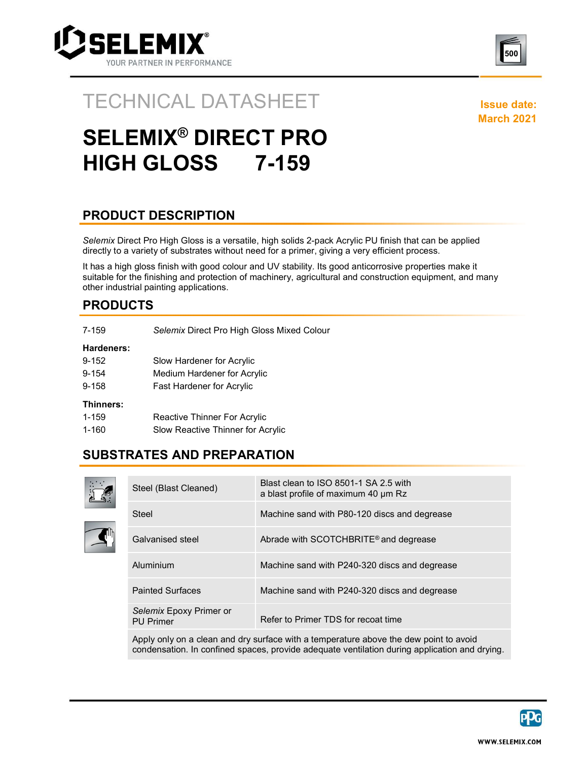# TECHNICAL DATASHEET

**Issue date: March 2021**

# SELEMIX® DIRECT PRO HIGH GLOSS 7-159

## PRODUCT DESCRIPTION

*Selemix* Direct Pro High Gloss is a versatile, high solids 2-pack Acrylic PU finish that can be applied directly to a variety of substrates without need for a primer, giving a very efficient process.

It has a high gloss finish with good colour and UV stability. Its good anticorrosive properties make it suitable for the finishing and protection of machinery, agricultural and construction equipment, and many other industrial painting applications.

## PRODUCTS

| | |
|---|---|
| 7-159 | *Selemix* Direct Pro High Gloss Mixed Colour |

**Hardeners:**

| | |
|---|---|
| 9-152 | Slow Hardener for Acrylic |
| 9-154 | Medium Hardener for Acrylic |
| 9-158 | Fast Hardener for Acrylic |

**Thinners:**

| | |
|---|---|
| 1-159 | Reactive Thinner For Acrylic |
| 1-160 | Slow Reactive Thinner for Acrylic |

## SUBSTRATES AND PREPARATION

| Substrate | Preparation |
|---|---|
| Steel (Blast Cleaned) | Blast clean to ISO 8501-1 SA 2.5 with a blast profile of maximum 40 µm Rz |
| Steel | Machine sand with P80-120 discs and degrease |
| Galvanised steel | Abrade with SCOTCHBRITE® and degrease |
| Aluminium | Machine sand with P240-320 discs and degrease |
| Painted Surfaces | Machine sand with P240-320 discs and degrease |
| *Selemix* Epoxy Primer or PU Primer | Refer to Primer TDS for recoat time |

Apply only on a clean and dry surface with a temperature above the dew point to avoid condensation. In confined spaces, provide adequate ventilation during application and drying.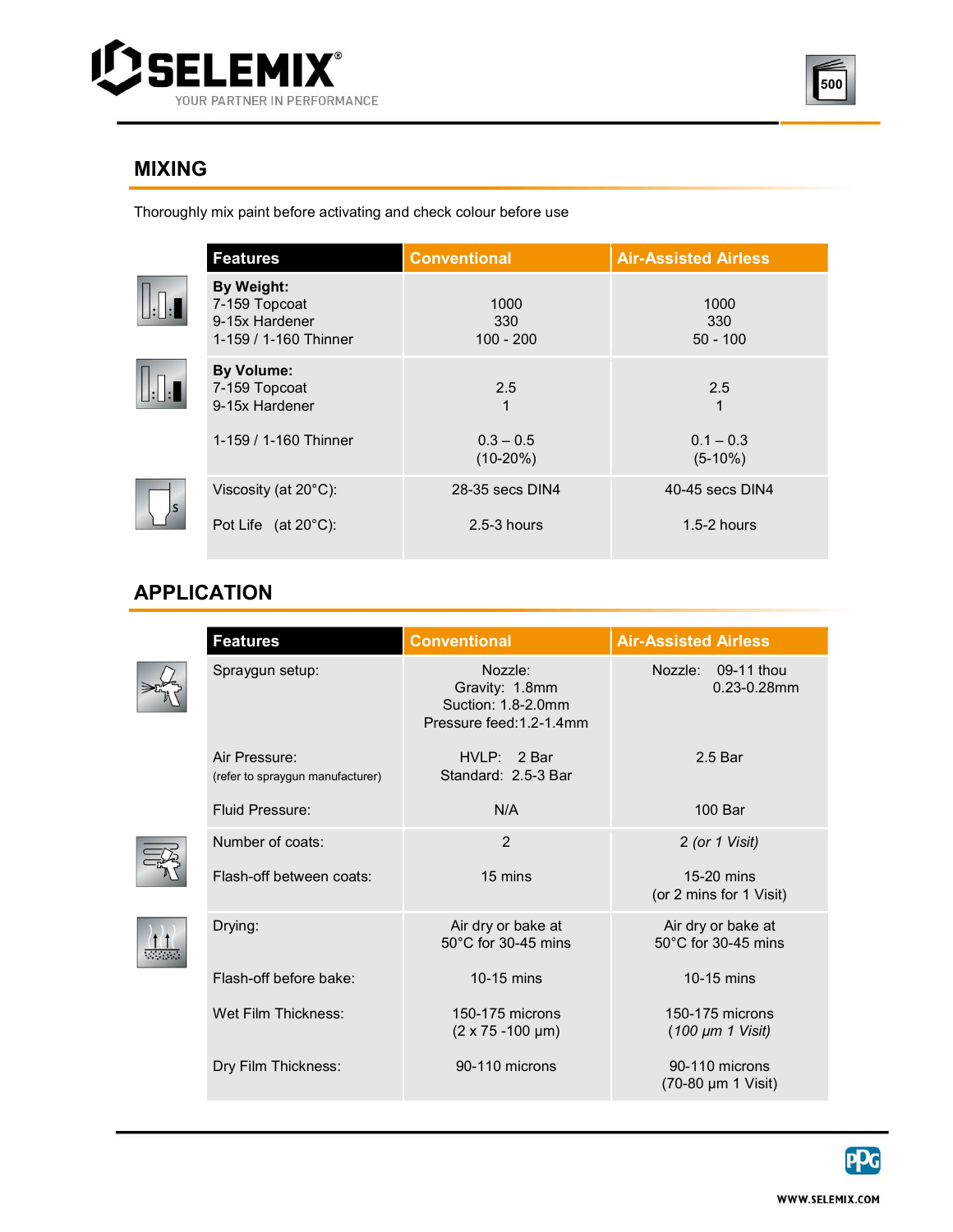## MIXING

Thoroughly mix paint before activating and check colour before use

| Features | Conventional | Air-Assisted Airless |
|---|---|---|
| **By Weight:**<br>7-159 Topcoat<br>9-15x Hardener<br>1-159 / 1-160 Thinner | 1000<br>330<br>100 - 200 | 1000<br>330<br>50 - 100 |
| **By Volume:**<br>7-159 Topcoat<br>9-15x Hardener<br><br>1-159 / 1-160 Thinner | 2.5<br>1<br><br>0.3 – 0.5<br>(10-20%) | 2.5<br>1<br><br>0.1 – 0.3<br>(5-10%) |
| Viscosity (at 20°C):<br><br>Pot Life (at 20°C): | 28-35 secs DIN4<br><br>2.5-3 hours | 40-45 secs DIN4<br><br>1.5-2 hours |

## APPLICATION

| Features | Conventional | Air-Assisted Airless |
|---|---|---|
| Spraygun setup: | Nozzle:<br>Gravity: 1.8mm<br>Suction: 1.8-2.0mm<br>Pressure feed:1.2-1.4mm | Nozzle: 09-11 thou<br>0.23-0.28mm |
| Air Pressure:<br>(refer to spraygun manufacturer) | HVLP: 2 Bar<br>Standard: 2.5-3 Bar | 2.5 Bar |
| Fluid Pressure: | N/A | 100 Bar |
| Number of coats:<br><br>Flash-off between coats: | 2<br><br>15 mins | 2 *(or 1 Visit)*<br><br>15-20 mins<br>(or 2 mins for 1 Visit) |
| Drying: | Air dry or bake at<br>50°C for 30-45 mins | Air dry or bake at<br>50°C for 30-45 mins |
| Flash-off before bake: | 10-15 mins | 10-15 mins |
| Wet Film Thickness: | 150-175 microns<br>(2 x 75 -100 µm) | 150-175 microns<br>*(100 µm 1 Visit)* |
| Dry Film Thickness: | 90-110 microns | 90-110 microns<br>(70-80 µm 1 Visit) |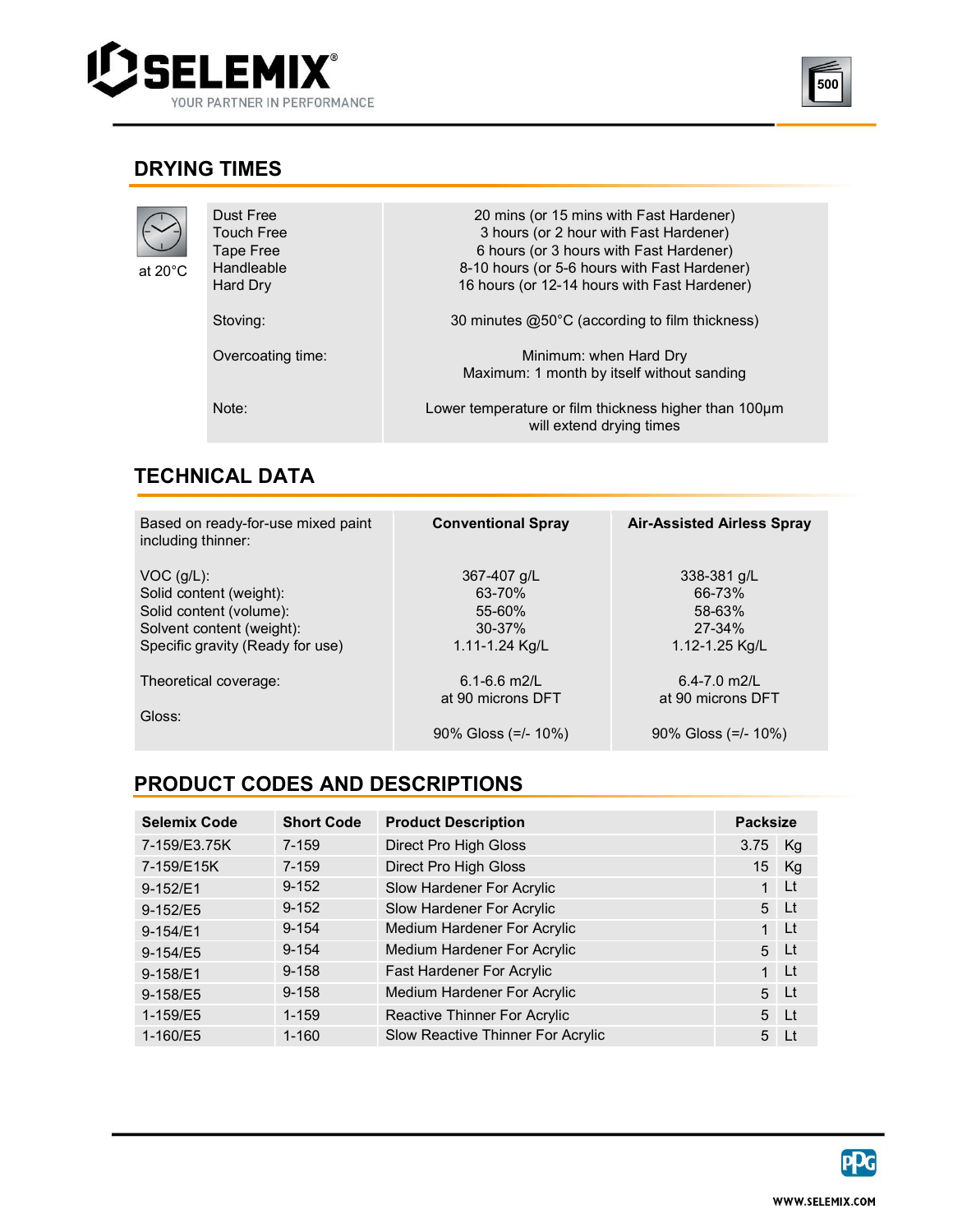## DRYING TIMES

| at 20°C | | |
|---|---|---|
| | Dust Free | 20 mins (or 15 mins with Fast Hardener) |
| | Touch Free | 3 hours (or 2 hour with Fast Hardener) |
| | Tape Free | 6 hours (or 3 hours with Fast Hardener) |
| | Handleable | 8-10 hours (or 5-6 hours with Fast Hardener) |
| | Hard Dry | 16 hours (or 12-14 hours with Fast Hardener) |
| | Stoving: | 30 minutes @50°C (according to film thickness) |
| | Overcoating time: | Minimum: when Hard Dry<br>Maximum: 1 month by itself without sanding |
| | Note: | Lower temperature or film thickness higher than 100µm will extend drying times |

## TECHNICAL DATA

| Based on ready-for-use mixed paint including thinner: | Conventional Spray | Air-Assisted Airless Spray |
|---|---|---|
| VOC (g/L): | 367-407 g/L | 338-381 g/L |
| Solid content (weight): | 63-70% | 66-73% |
| Solid content (volume): | 55-60% | 58-63% |
| Solvent content (weight): | 30-37% | 27-34% |
| Specific gravity (Ready for use) | 1.11-1.24 Kg/L | 1.12-1.25 Kg/L |
| Theoretical coverage: | 6.1-6.6 m2/L at 90 microns DFT | 6.4-7.0 m2/L at 90 microns DFT |
| Gloss: | 90% Gloss (=/- 10%) | 90% Gloss (=/- 10%) |

## PRODUCT CODES AND DESCRIPTIONS

| Selemix Code | Short Code | Product Description | Packsize | |
|---|---|---|---|---|
| 7-159/E3.75K | 7-159 | Direct Pro High Gloss | 3.75 | Kg |
| 7-159/E15K | 7-159 | Direct Pro High Gloss | 15 | Kg |
| 9-152/E1 | 9-152 | Slow Hardener For Acrylic | 1 | Lt |
| 9-152/E5 | 9-152 | Slow Hardener For Acrylic | 5 | Lt |
| 9-154/E1 | 9-154 | Medium Hardener For Acrylic | 1 | Lt |
| 9-154/E5 | 9-154 | Medium Hardener For Acrylic | 5 | Lt |
| 9-158/E1 | 9-158 | Fast Hardener For Acrylic | 1 | Lt |
| 9-158/E5 | 9-158 | Medium Hardener For Acrylic | 5 | Lt |
| 1-159/E5 | 1-159 | Reactive Thinner For Acrylic | 5 | Lt |
| 1-160/E5 | 1-160 | Slow Reactive Thinner For Acrylic | 5 | Lt |

WWW.SELEMIX.COM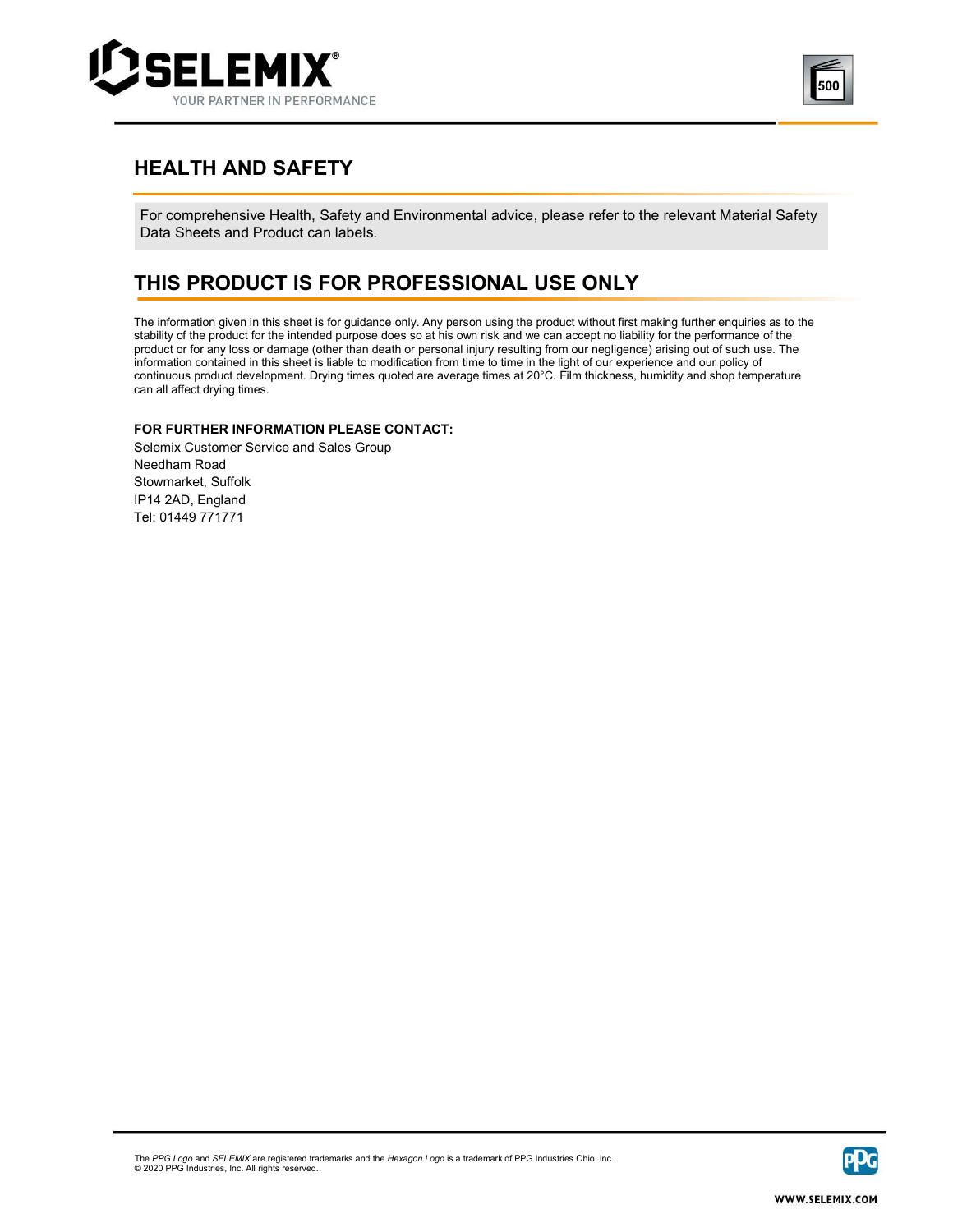## HEALTH AND SAFETY

For comprehensive Health, Safety and Environmental advice, please refer to the relevant Material Safety Data Sheets and Product can labels.

## THIS PRODUCT IS FOR PROFESSIONAL USE ONLY

The information given in this sheet is for guidance only. Any person using the product without first making further enquiries as to the stability of the product for the intended purpose does so at his own risk and we can accept no liability for the performance of the product or for any loss or damage (other than death or personal injury resulting from our negligence) arising out of such use. The information contained in this sheet is liable to modification from time to time in the light of our experience and our policy of continuous product development. Drying times quoted are average times at 20°C. Film thickness, humidity and shop temperature can all affect drying times.

**FOR FURTHER INFORMATION PLEASE CONTACT:**

Selemix Customer Service and Sales Group
Needham Road
Stowmarket, Suffolk
IP14 2AD, England
Tel: 01449 771771

The *PPG Logo* and *SELEMIX* are registered trademarks and the *Hexagon Logo* is a trademark of PPG Industries Ohio, Inc.
© 2020 PPG Industries, Inc. All rights reserved.

WWW.SELEMIX.COM